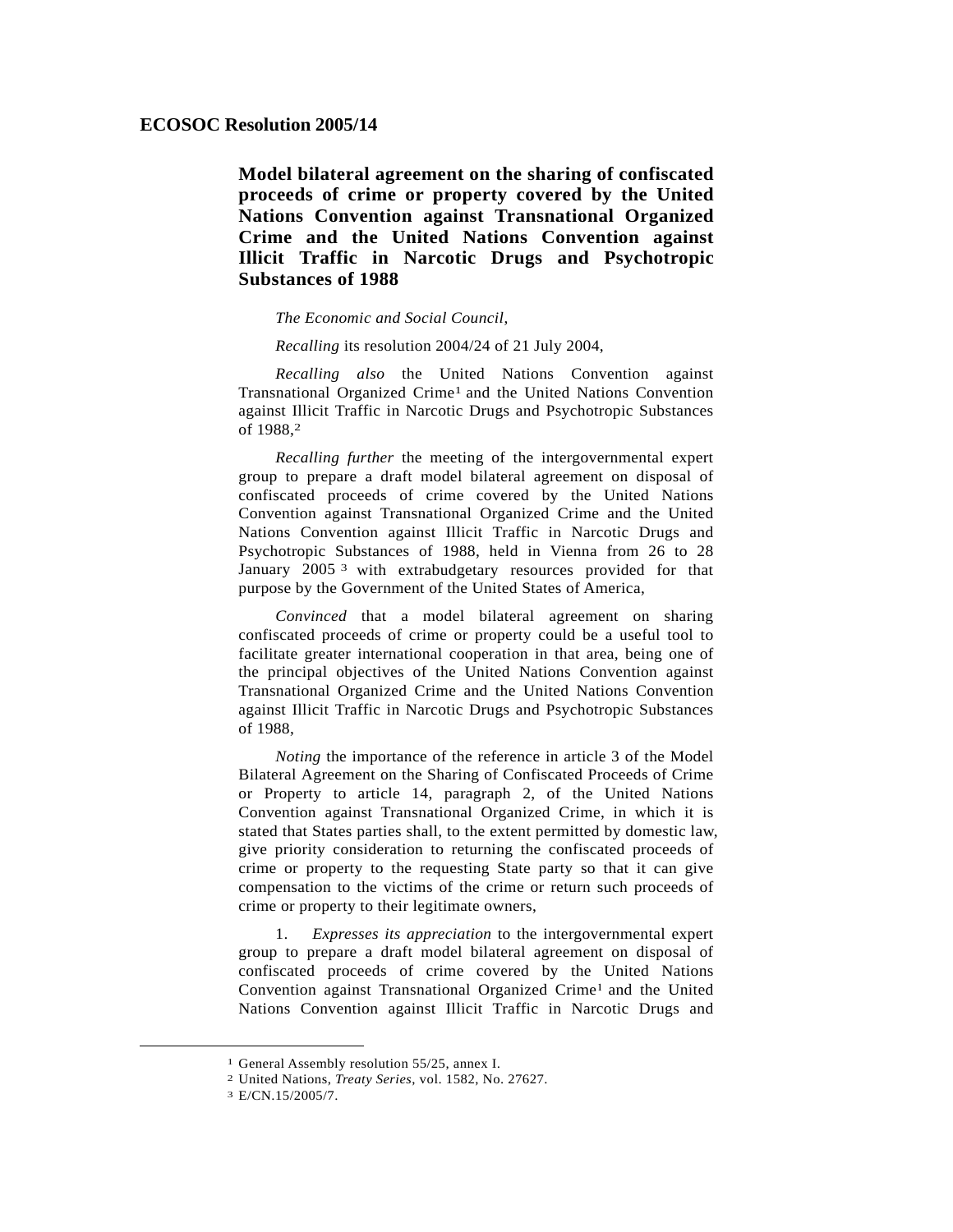# ECOSOC Resolution 2005/14

## Model bilateral agreement on the sharing of confiscated proceeds of crime or property covered by the United Nations Convention against Transnational Organized Crime and the United Nations Convention against Illicit Traffic in Narcotic Drugs and Psychotropic Substances of 1988

*The Economic and Social Council*,

*Recalling* its resolution 2004/24 of 21 July 2004,

*Recalling also* the United Nations Convention against Transnational Organized Crime[1] and the United Nations Convention against Illicit Traffic in Narcotic Drugs and Psychotropic Substances of 1988,[2]

*Recalling further* the meeting of the intergovernmental expert group to prepare a draft model bilateral agreement on disposal of confiscated proceeds of crime covered by the United Nations Convention against Transnational Organized Crime and the United Nations Convention against Illicit Traffic in Narcotic Drugs and Psychotropic Substances of 1988, held in Vienna from 26 to 28 January 2005[3] with extrabudgetary resources provided for that purpose by the Government of the United States of America,

*Convinced* that a model bilateral agreement on sharing confiscated proceeds of crime or property could be a useful tool to facilitate greater international cooperation in that area, being one of the principal objectives of the United Nations Convention against Transnational Organized Crime and the United Nations Convention against Illicit Traffic in Narcotic Drugs and Psychotropic Substances of 1988,

*Noting* the importance of the reference in article 3 of the Model Bilateral Agreement on the Sharing of Confiscated Proceeds of Crime or Property to article 14, paragraph 2, of the United Nations Convention against Transnational Organized Crime, in which it is stated that States parties shall, to the extent permitted by domestic law, give priority consideration to returning the confiscated proceeds of crime or property to the requesting State party so that it can give compensation to the victims of the crime or return such proceeds of crime or property to their legitimate owners,

1. *Expresses its appreciation* to the intergovernmental expert group to prepare a draft model bilateral agreement on disposal of confiscated proceeds of crime covered by the United Nations Convention against Transnational Organized Crime[1] and the United Nations Convention against Illicit Traffic in Narcotic Drugs and

---

[1] General Assembly resolution 55/25, annex I.

[2] United Nations, *Treaty Series*, vol. 1582, No. 27627.

[3] E/CN.15/2005/7.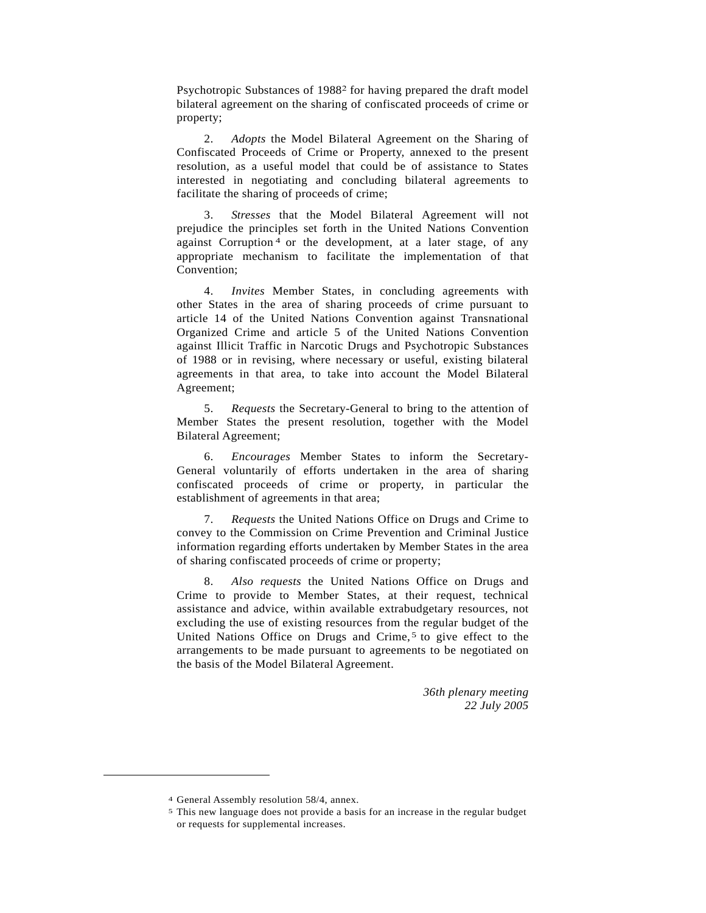Psychotropic Substances of 1988[2] for having prepared the draft model bilateral agreement on the sharing of confiscated proceeds of crime or property;

2. *Adopts* the Model Bilateral Agreement on the Sharing of Confiscated Proceeds of Crime or Property, annexed to the present resolution, as a useful model that could be of assistance to States interested in negotiating and concluding bilateral agreements to facilitate the sharing of proceeds of crime;

3. *Stresses* that the Model Bilateral Agreement will not prejudice the principles set forth in the United Nations Convention against Corruption[4] or the development, at a later stage, of any appropriate mechanism to facilitate the implementation of that Convention;

4. *Invites* Member States, in concluding agreements with other States in the area of sharing proceeds of crime pursuant to article 14 of the United Nations Convention against Transnational Organized Crime and article 5 of the United Nations Convention against Illicit Traffic in Narcotic Drugs and Psychotropic Substances of 1988 or in revising, where necessary or useful, existing bilateral agreements in that area, to take into account the Model Bilateral Agreement;

5. *Requests* the Secretary-General to bring to the attention of Member States the present resolution, together with the Model Bilateral Agreement;

6. *Encourages* Member States to inform the Secretary-General voluntarily of efforts undertaken in the area of sharing confiscated proceeds of crime or property, in particular the establishment of agreements in that area;

7. *Requests* the United Nations Office on Drugs and Crime to convey to the Commission on Crime Prevention and Criminal Justice information regarding efforts undertaken by Member States in the area of sharing confiscated proceeds of crime or property;

8. *Also requests* the United Nations Office on Drugs and Crime to provide to Member States, at their request, technical assistance and advice, within available extrabudgetary resources, not excluding the use of existing resources from the regular budget of the United Nations Office on Drugs and Crime,[5] to give effect to the arrangements to be made pursuant to agreements to be negotiated on the basis of the Model Bilateral Agreement.

*36th plenary meeting*
*22 July 2005*

---

[4] General Assembly resolution 58/4, annex.

[5] This new language does not provide a basis for an increase in the regular budget or requests for supplemental increases.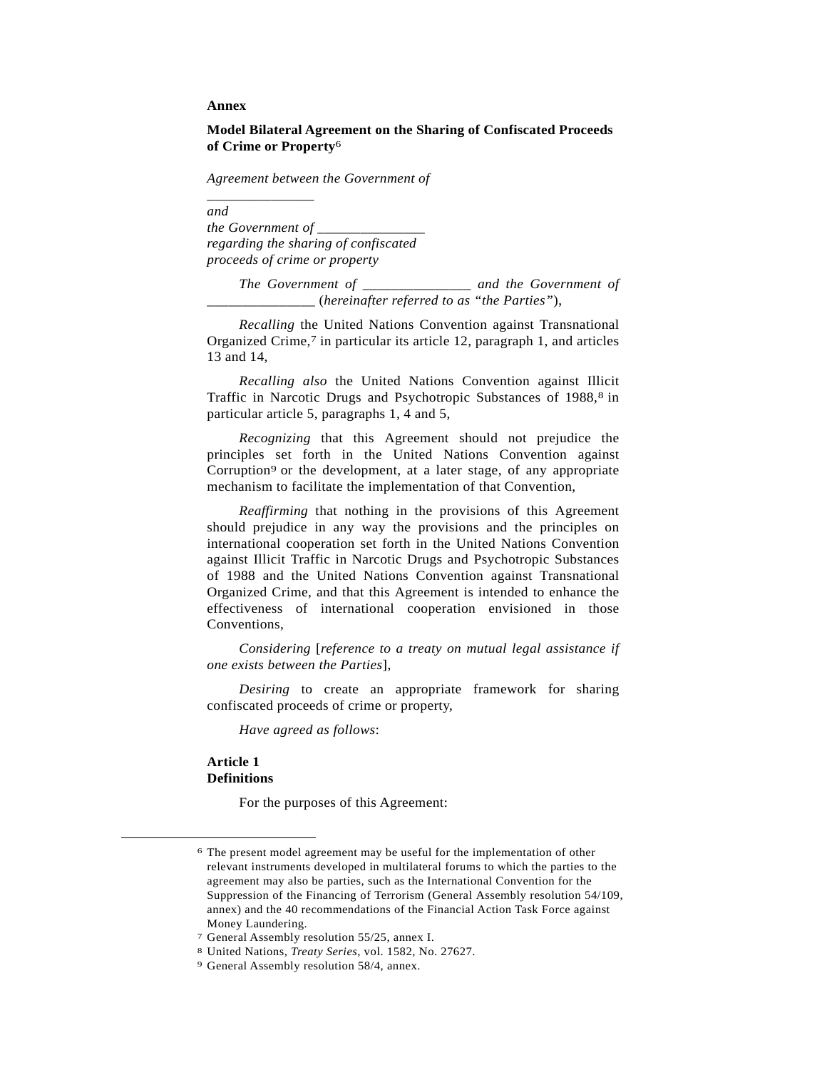**Annex**

**Model Bilateral Agreement on the Sharing of Confiscated Proceeds of Crime or Property**[6]

*Agreement between the Government of _______________*
*and*
*the Government of _______________*
*regarding the sharing of confiscated proceeds of crime or property*

*The Government of _______________ and the Government of _______________ (hereinafter referred to as "the Parties"),*

*Recalling* the United Nations Convention against Transnational Organized Crime,[7] in particular its article 12, paragraph 1, and articles 13 and 14,

*Recalling also* the United Nations Convention against Illicit Traffic in Narcotic Drugs and Psychotropic Substances of 1988,[8] in particular article 5, paragraphs 1, 4 and 5,

*Recognizing* that this Agreement should not prejudice the principles set forth in the United Nations Convention against Corruption[9] or the development, at a later stage, of any appropriate mechanism to facilitate the implementation of that Convention,

*Reaffirming* that nothing in the provisions of this Agreement should prejudice in any way the provisions and the principles on international cooperation set forth in the United Nations Convention against Illicit Traffic in Narcotic Drugs and Psychotropic Substances of 1988 and the United Nations Convention against Transnational Organized Crime, and that this Agreement is intended to enhance the effectiveness of international cooperation envisioned in those Conventions,

*Considering* [*reference to a treaty on mutual legal assistance if one exists between the Parties*],

*Desiring* to create an appropriate framework for sharing confiscated proceeds of crime or property,

*Have agreed as follows*:

**Article 1**
**Definitions**

For the purposes of this Agreement:

---

[6] The present model agreement may be useful for the implementation of other relevant instruments developed in multilateral forums to which the parties to the agreement may also be parties, such as the International Convention for the Suppression of the Financing of Terrorism (General Assembly resolution 54/109, annex) and the 40 recommendations of the Financial Action Task Force against Money Laundering.

[7] General Assembly resolution 55/25, annex I.

[8] United Nations, *Treaty Series*, vol. 1582, No. 27627.

[9] General Assembly resolution 58/4, annex.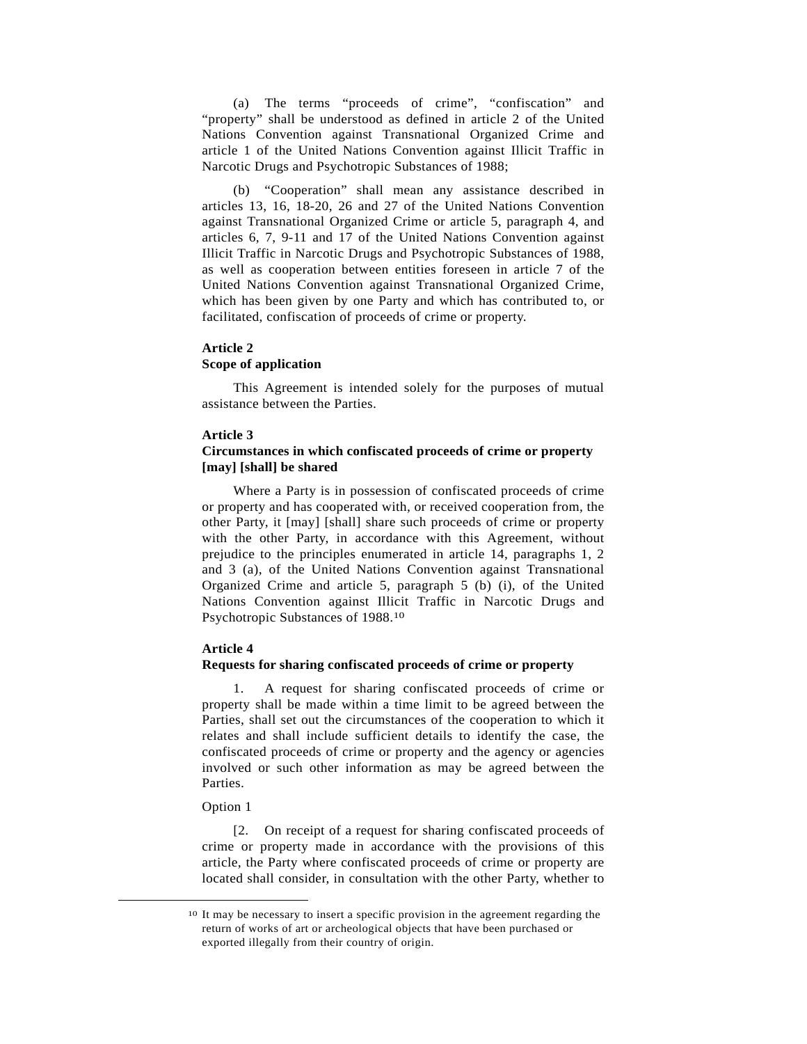(a) The terms "proceeds of crime", "confiscation" and "property" shall be understood as defined in article 2 of the United Nations Convention against Transnational Organized Crime and article 1 of the United Nations Convention against Illicit Traffic in Narcotic Drugs and Psychotropic Substances of 1988;

(b) "Cooperation" shall mean any assistance described in articles 13, 16, 18-20, 26 and 27 of the United Nations Convention against Transnational Organized Crime or article 5, paragraph 4, and articles 6, 7, 9-11 and 17 of the United Nations Convention against Illicit Traffic in Narcotic Drugs and Psychotropic Substances of 1988, as well as cooperation between entities foreseen in article 7 of the United Nations Convention against Transnational Organized Crime, which has been given by one Party and which has contributed to, or facilitated, confiscation of proceeds of crime or property.

**Article 2**
**Scope of application**

This Agreement is intended solely for the purposes of mutual assistance between the Parties.

**Article 3**
**Circumstances in which confiscated proceeds of crime or property [may] [shall] be shared**

Where a Party is in possession of confiscated proceeds of crime or property and has cooperated with, or received cooperation from, the other Party, it [may] [shall] share such proceeds of crime or property with the other Party, in accordance with this Agreement, without prejudice to the principles enumerated in article 14, paragraphs 1, 2 and 3 (a), of the United Nations Convention against Transnational Organized Crime and article 5, paragraph 5 (b) (i), of the United Nations Convention against Illicit Traffic in Narcotic Drugs and Psychotropic Substances of 1988.[10]

**Article 4**
**Requests for sharing confiscated proceeds of crime or property**

1. A request for sharing confiscated proceeds of crime or property shall be made within a time limit to be agreed between the Parties, shall set out the circumstances of the cooperation to which it relates and shall include sufficient details to identify the case, the confiscated proceeds of crime or property and the agency or agencies involved or such other information as may be agreed between the Parties.

Option 1

[2. On receipt of a request for sharing confiscated proceeds of crime or property made in accordance with the provisions of this article, the Party where confiscated proceeds of crime or property are located shall consider, in consultation with the other Party, whether to

---

[10] It may be necessary to insert a specific provision in the agreement regarding the return of works of art or archeological objects that have been purchased or exported illegally from their country of origin.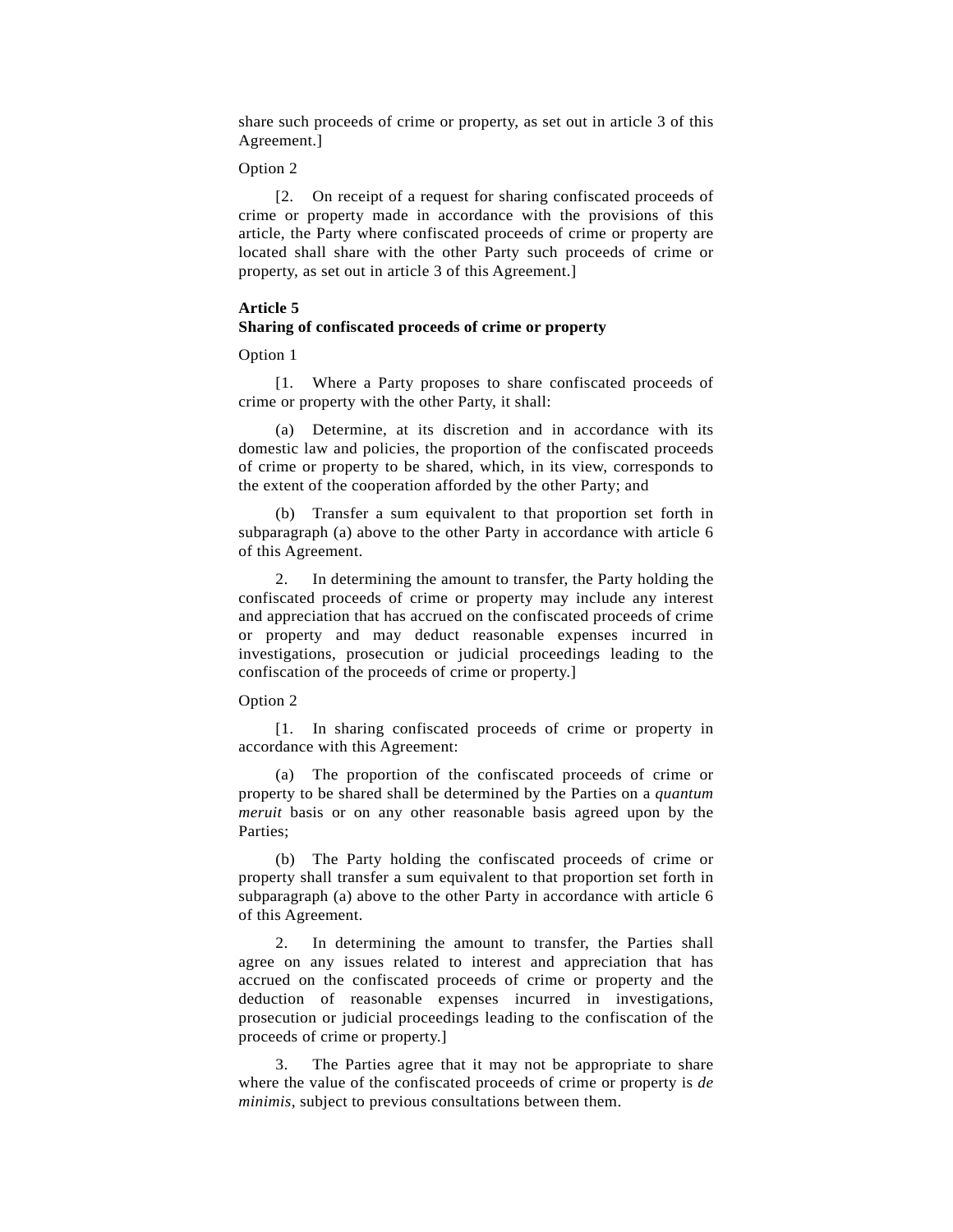share such proceeds of crime or property, as set out in article 3 of this Agreement.]

Option 2

[2. On receipt of a request for sharing confiscated proceeds of crime or property made in accordance with the provisions of this article, the Party where confiscated proceeds of crime or property are located shall share with the other Party such proceeds of crime or property, as set out in article 3 of this Agreement.]

**Article 5**
**Sharing of confiscated proceeds of crime or property**

Option 1

[1. Where a Party proposes to share confiscated proceeds of crime or property with the other Party, it shall:

(a) Determine, at its discretion and in accordance with its domestic law and policies, the proportion of the confiscated proceeds of crime or property to be shared, which, in its view, corresponds to the extent of the cooperation afforded by the other Party; and

(b) Transfer a sum equivalent to that proportion set forth in subparagraph (a) above to the other Party in accordance with article 6 of this Agreement.

2. In determining the amount to transfer, the Party holding the confiscated proceeds of crime or property may include any interest and appreciation that has accrued on the confiscated proceeds of crime or property and may deduct reasonable expenses incurred in investigations, prosecution or judicial proceedings leading to the confiscation of the proceeds of crime or property.]

Option 2

[1. In sharing confiscated proceeds of crime or property in accordance with this Agreement:

(a) The proportion of the confiscated proceeds of crime or property to be shared shall be determined by the Parties on a *quantum meruit* basis or on any other reasonable basis agreed upon by the Parties;

(b) The Party holding the confiscated proceeds of crime or property shall transfer a sum equivalent to that proportion set forth in subparagraph (a) above to the other Party in accordance with article 6 of this Agreement.

2. In determining the amount to transfer, the Parties shall agree on any issues related to interest and appreciation that has accrued on the confiscated proceeds of crime or property and the deduction of reasonable expenses incurred in investigations, prosecution or judicial proceedings leading to the confiscation of the proceeds of crime or property.]

3. The Parties agree that it may not be appropriate to share where the value of the confiscated proceeds of crime or property is *de minimis*, subject to previous consultations between them.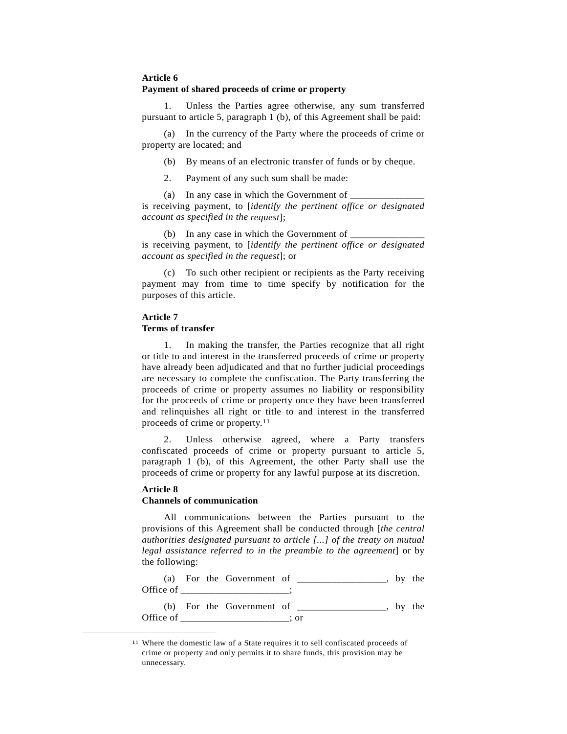**Article 6**
**Payment of shared proceeds of crime or property**

1. Unless the Parties agree otherwise, any sum transferred pursuant to article 5, paragraph 1 (b), of this Agreement shall be paid:

(a) In the currency of the Party where the proceeds of crime or property are located; and

(b) By means of an electronic transfer of funds or by cheque.

2. Payment of any such sum shall be made:

(a) In any case in which the Government of _______________ is receiving payment, to [*identify the pertinent office or designated account as specified in the request*];

(b) In any case in which the Government of _______________ is receiving payment, to [*identify the pertinent office or designated account as specified in the request*]; or

(c) To such other recipient or recipients as the Party receiving payment may from time to time specify by notification for the purposes of this article.

**Article 7**
**Terms of transfer**

1. In making the transfer, the Parties recognize that all right or title to and interest in the transferred proceeds of crime or property have already been adjudicated and that no further judicial proceedings are necessary to complete the confiscation. The Party transferring the proceeds of crime or property assumes no liability or responsibility for the proceeds of crime or property once they have been transferred and relinquishes all right or title to and interest in the transferred proceeds of crime or property.[11]

2. Unless otherwise agreed, where a Party transfers confiscated proceeds of crime or property pursuant to article 5, paragraph 1 (b), of this Agreement, the other Party shall use the proceeds of crime or property for any lawful purpose at its discretion.

**Article 8**
**Channels of communication**

All communications between the Parties pursuant to the provisions of this Agreement shall be conducted through [*the central authorities designated pursuant to article [...] of the treaty on mutual legal assistance referred to in the preamble to the agreement*] or by the following:

(a) For the Government of __________________, by the Office of ______________________;

(b) For the Government of __________________, by the Office of ______________________; or

---

[11] Where the domestic law of a State requires it to sell confiscated proceeds of crime or property and only permits it to share funds, this provision may be unnecessary.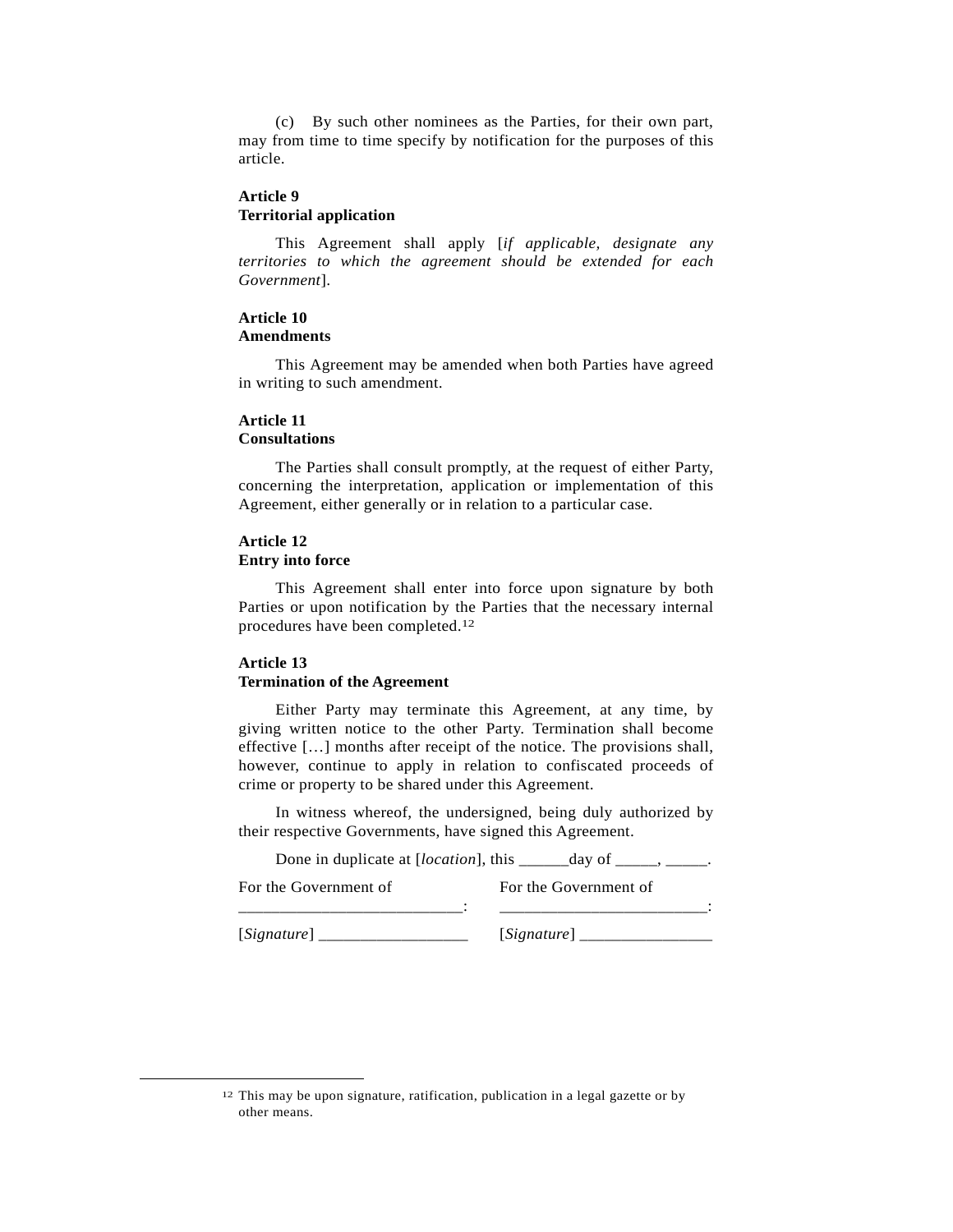(c) By such other nominees as the Parties, for their own part, may from time to time specify by notification for the purposes of this article.

**Article 9**
**Territorial application**

This Agreement shall apply [*if applicable, designate any territories to which the agreement should be extended for each Government*].

**Article 10**
**Amendments**

This Agreement may be amended when both Parties have agreed in writing to such amendment.

**Article 11**
**Consultations**

The Parties shall consult promptly, at the request of either Party, concerning the interpretation, application or implementation of this Agreement, either generally or in relation to a particular case.

**Article 12**
**Entry into force**

This Agreement shall enter into force upon signature by both Parties or upon notification by the Parties that the necessary internal procedures have been completed.[12]

**Article 13**
**Termination of the Agreement**

Either Party may terminate this Agreement, at any time, by giving written notice to the other Party. Termination shall become effective […] months after receipt of the notice. The provisions shall, however, continue to apply in relation to confiscated proceeds of crime or property to be shared under this Agreement.

In witness whereof, the undersigned, being duly authorized by their respective Governments, have signed this Agreement.

Done in duplicate at [*location*], this ______day of _____, _____.

| | |
|---|---|
| For the Government of __________________________: | For the Government of ________________________: |
| [*Signature*] __________________ | [*Signature*] ________________ |

[12] This may be upon signature, ratification, publication in a legal gazette or by other means.